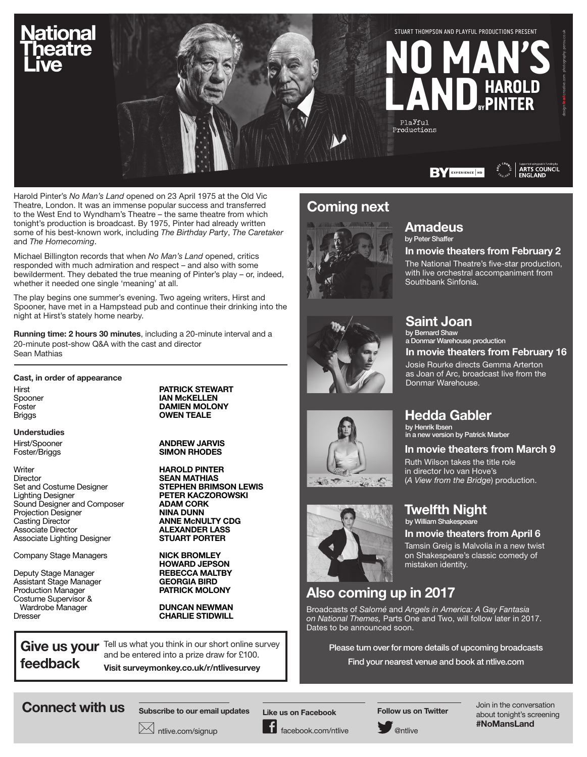National Theatre Live

STUART THOMPSON AND PLAYFUL PRODUCTIONS PRESENT

# NO MAN'S LAND BY HAROLD PINTER

Playful Productions

Supported using public funding by ARTS COUNCIL ENGLAND

Harold Pinter's *No Man's Land* opened on 23 April 1975 at the Old Vic Theatre, London. It was an immense popular success and transferred to the West End to Wyndham's Theatre – the same theatre from which tonight's production is broadcast. By 1975, Pinter had already written some of his best-known work, including *The Birthday Party*, *The Caretaker* and *The Homecoming*.

Michael Billington records that when *No Man's Land* opened, critics responded with much admiration and respect – and also with some bewilderment. They debated the true meaning of Pinter's play – or, indeed, whether it needed one single 'meaning' at all.

The play begins one summer's evening. Two ageing writers, Hirst and Spooner, have met in a Hampstead pub and continue their drinking into the night at Hirst's stately home nearby.

**Running time: 2 hours 30 minutes**, including a 20-minute interval and a 20-minute post-show Q&A with the cast and director Sean Mathias

**Cast, in order of appearance**

| | |
|---|---|
| Hirst | **PATRICK STEWART** |
| Spooner | **IAN McKELLEN** |
| Foster | **DAMIEN MOLONY** |
| Briggs | **OWEN TEALE** |

**Understudies**

| | |
|---|---|
| Hirst/Spooner | **ANDREW JARVIS** |
| Foster/Briggs | **SIMON RHODES** |

| | |
|---|---|
| Writer | **HAROLD PINTER** |
| Director | **SEAN MATHIAS** |
| Set and Costume Designer | **STEPHEN BRIMSON LEWIS** |
| Lighting Designer | **PETER KACZOROWSKI** |
| Sound Designer and Composer | **ADAM CORK** |
| Projection Designer | **NINA DUNN** |
| Casting Director | **ANNE McNULTY CDG** |
| Associate Director | **ALEXANDER LASS** |
| Associate Lighting Designer | **STUART PORTER** |
| Company Stage Managers | **NICK BROMLEY**, **HOWARD JEPSON** |
| Deputy Stage Manager | **REBECCA MALTBY** |
| Assistant Stage Manager | **GEORGIA BIRD** |
| Production Manager | **PATRICK MOLONY** |
| Costume Supervisor & Wardrobe Manager | **DUNCAN NEWMAN** |
| Dresser | **CHARLIE STIDWILL** |

**Give us your feedback**

Tell us what you think in our short online survey and be entered into a prize draw for £100.
**Visit surveymonkey.co.uk/r/ntlivesurvey**

## Coming next

### Amadeus
by Peter Shaffer

**In movie theaters from February 2**

The National Theatre's five-star production, with live orchestral accompaniment from Southbank Sinfonia.

### Saint Joan
by Bernard Shaw
a Donmar Warehouse production

**In movie theaters from February 16**

Josie Rourke directs Gemma Arterton as Joan of Arc, broadcast live from the Donmar Warehouse.

### Hedda Gabler
by Henrik Ibsen
in a new version by Patrick Marber

**In movie theaters from March 9**

Ruth Wilson takes the title role in director Ivo van Hove's (*A View from the Bridge*) production.

### Twelfth Night
by William Shakespeare

**In movie theaters from April 6**

Tamsin Greig is Malvolia in a new twist on Shakespeare's classic comedy of mistaken identity.

## Also coming up in 2017

Broadcasts of *Salomé* and *Angels in America: A Gay Fantasia on National Themes,* Parts One and Two, will follow later in 2017. Dates to be announced soon.

**Please turn over for more details of upcoming broadcasts**

**Find your nearest venue and book at ntlive.com**

## Connect with us

**Subscribe to our email updates** ntlive.com/signup

**Like us on Facebook** facebook.com/ntlive

**Follow us on Twitter** @ntlive

Join in the conversation about tonight's screening **#NoMansLand**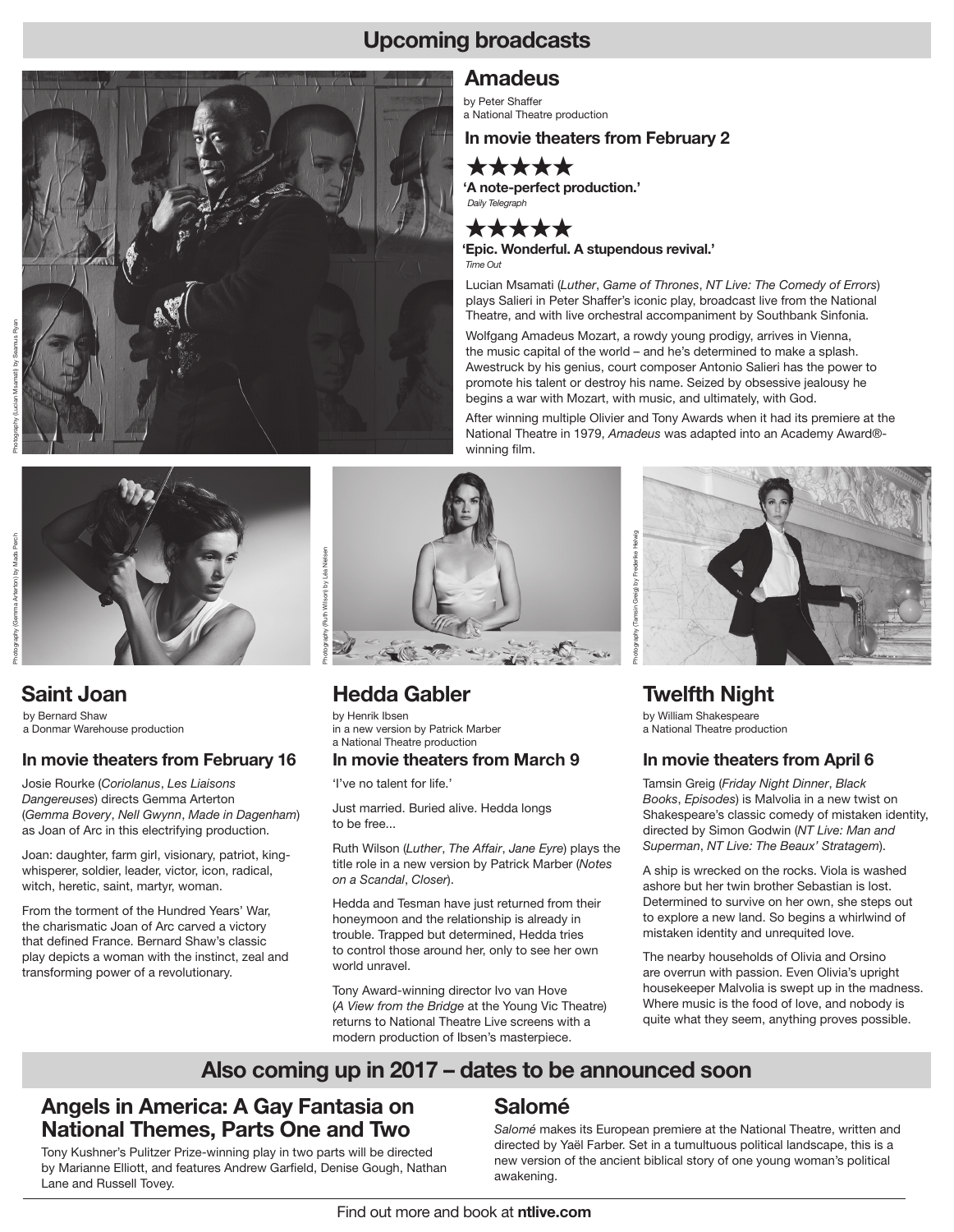## Upcoming broadcasts

Photography (Lucian Msamati) by Seamus Ryan

### Amadeus

by Peter Shaffer
a National Theatre production

**In movie theaters from February 2**

★★★★★
**'A note-perfect production.'**
*Daily Telegraph*

★★★★★
**'Epic. Wonderful. A stupendous revival.'**
*Time Out*

Lucian Msamati (*Luther*, *Game of Thrones*, *NT Live: The Comedy of Errors*) plays Salieri in Peter Shaffer's iconic play, broadcast live from the National Theatre, and with live orchestral accompaniment by Southbank Sinfonia.

Wolfgang Amadeus Mozart, a rowdy young prodigy, arrives in Vienna, the music capital of the world – and he's determined to make a splash. Awestruck by his genius, court composer Antonio Salieri has the power to promote his talent or destroy his name. Seized by obsessive jealousy he begins a war with Mozart, with music, and ultimately, with God.

After winning multiple Olivier and Tony Awards when it had its premiere at the National Theatre in 1979, *Amadeus* was adapted into an Academy Award®-winning film.

Photography (Gemma Arterton) by Mads Perch

### Saint Joan

by Bernard Shaw
a Donmar Warehouse production

**In movie theaters from February 16**

Josie Rourke (*Coriolanus*, *Les Liaisons Dangereuses*) directs Gemma Arterton (*Gemma Bovery*, *Nell Gwynn*, *Made in Dagenham*) as Joan of Arc in this electrifying production.

Joan: daughter, farm girl, visionary, patriot, king-whisperer, soldier, leader, victor, icon, radical, witch, heretic, saint, martyr, woman.

From the torment of the Hundred Years' War, the charismatic Joan of Arc carved a victory that defined France. Bernard Shaw's classic play depicts a woman with the instinct, zeal and transforming power of a revolutionary.

Photography (Ruth Wilson) by Léa Nielsen

### Hedda Gabler

by Henrik Ibsen
in a new version by Patrick Marber
a National Theatre production

**In movie theaters from March 9**

'I've no talent for life.'

Just married. Buried alive. Hedda longs to be free...

Ruth Wilson (*Luther*, *The Affair*, *Jane Eyre*) plays the title role in a new version by Patrick Marber (*Notes on a Scandal*, *Closer*).

Hedda and Tesman have just returned from their honeymoon and the relationship is already in trouble. Trapped but determined, Hedda tries to control those around her, only to see her own world unravel.

Tony Award-winning director Ivo van Hove (*A View from the Bridge* at the Young Vic Theatre) returns to National Theatre Live screens with a modern production of Ibsen's masterpiece.

Photography (Tamsin Greig) by Frederike Helwig

### Twelfth Night

by William Shakespeare
a National Theatre production

**In movie theaters from April 6**

Tamsin Greig (*Friday Night Dinner*, *Black Books*, *Episodes*) is Malvolia in a new twist on Shakespeare's classic comedy of mistaken identity, directed by Simon Godwin (*NT Live: Man and Superman*, *NT Live: The Beaux' Stratagem*).

A ship is wrecked on the rocks. Viola is washed ashore but her twin brother Sebastian is lost. Determined to survive on her own, she steps out to explore a new land. So begins a whirlwind of mistaken identity and unrequited love.

The nearby households of Olivia and Orsino are overrun with passion. Even Olivia's upright housekeeper Malvolia is swept up in the madness. Where music is the food of love, and nobody is quite what they seem, anything proves possible.

## Also coming up in 2017 – dates to be announced soon

### Angels in America: A Gay Fantasia on National Themes, Parts One and Two

Tony Kushner's Pulitzer Prize-winning play in two parts will be directed by Marianne Elliott, and features Andrew Garfield, Denise Gough, Nathan Lane and Russell Tovey.

### Salomé

*Salomé* makes its European premiere at the National Theatre, written and directed by Yaël Farber. Set in a tumultuous political landscape, this is a new version of the ancient biblical story of one young woman's political awakening.

Find out more and book at **ntlive.com**